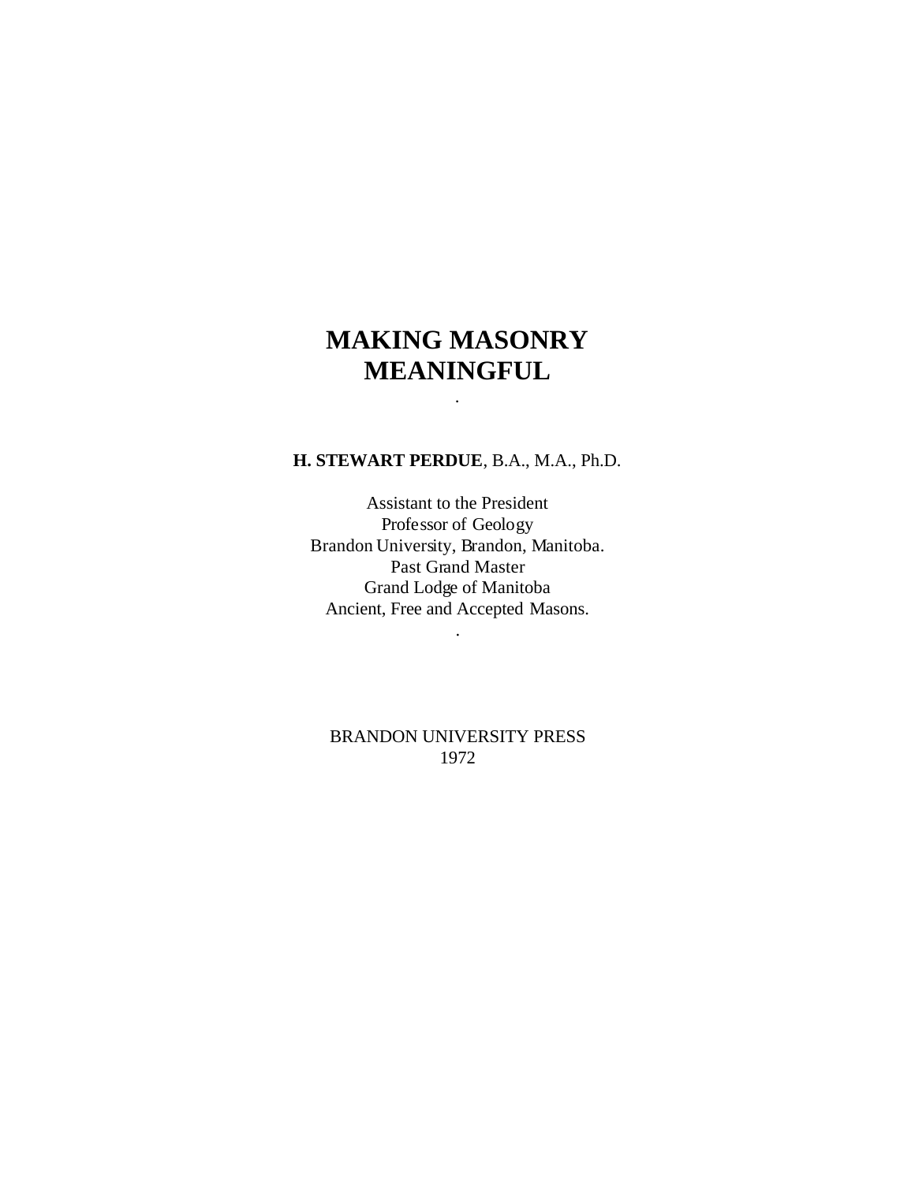# MAKING MASONRY MEANINGFUL

.

**H. STEWART PERDUE**, B.A., M.A., Ph.D.

Assistant to the President
Professor of Geology
Brandon University, Brandon, Manitoba.
Past Grand Master
Grand Lodge of Manitoba
Ancient, Free and Accepted Masons.

.

BRANDON UNIVERSITY PRESS
1972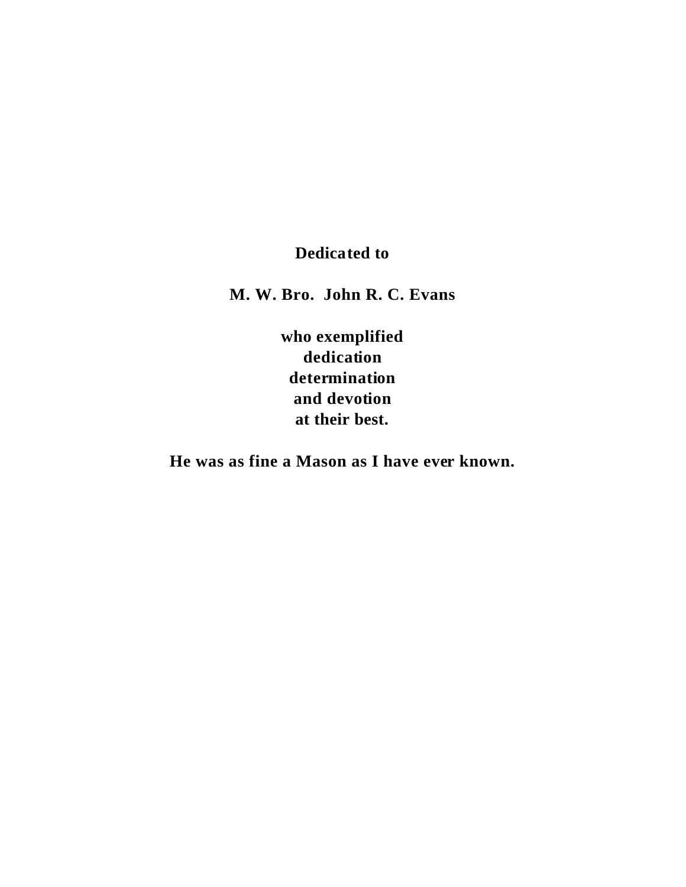**Dedicated to**

**M. W. Bro. John R. C. Evans**

**who exemplified**
**dedication**
**determination**
**and devotion**
**at their best.**

**He was as fine a Mason as I have ever known.**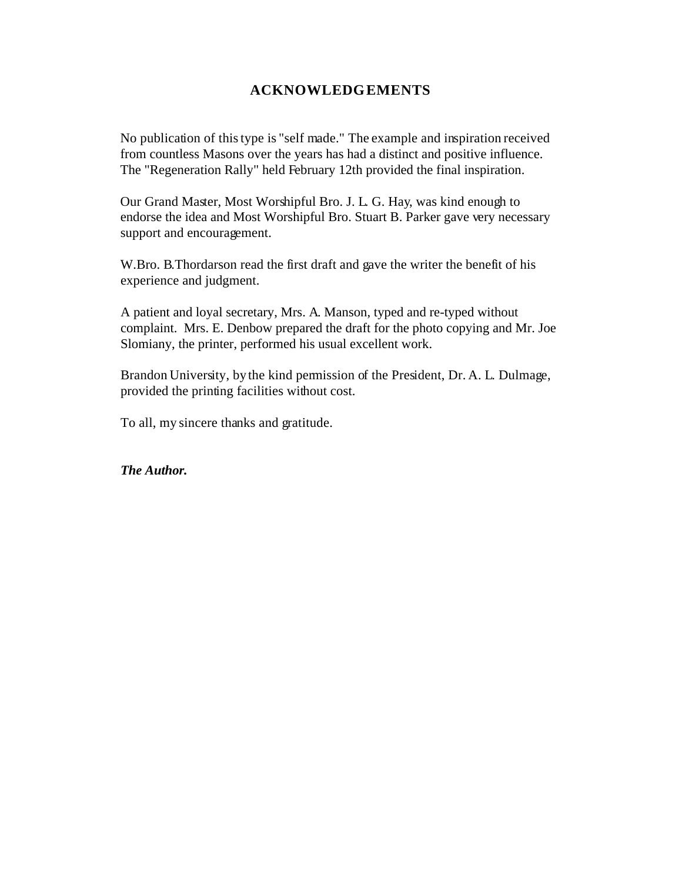# ACKNOWLEDGEMENTS

No publication of this type is "self made." The example and inspiration received from countless Masons over the years has had a distinct and positive influence. The "Regeneration Rally" held February 12th provided the final inspiration.

Our Grand Master, Most Worshipful Bro. J. L. G. Hay, was kind enough to endorse the idea and Most Worshipful Bro. Stuart B. Parker gave very necessary support and encouragement.

W.Bro. B.Thordarson read the first draft and gave the writer the benefit of his experience and judgment.

A patient and loyal secretary, Mrs. A. Manson, typed and re-typed without complaint. Mrs. E. Denbow prepared the draft for the photo copying and Mr. Joe Slomiany, the printer, performed his usual excellent work.

Brandon University, by the kind permission of the President, Dr. A. L. Dulmage, provided the printing facilities without cost.

To all, my sincere thanks and gratitude.

***The Author.***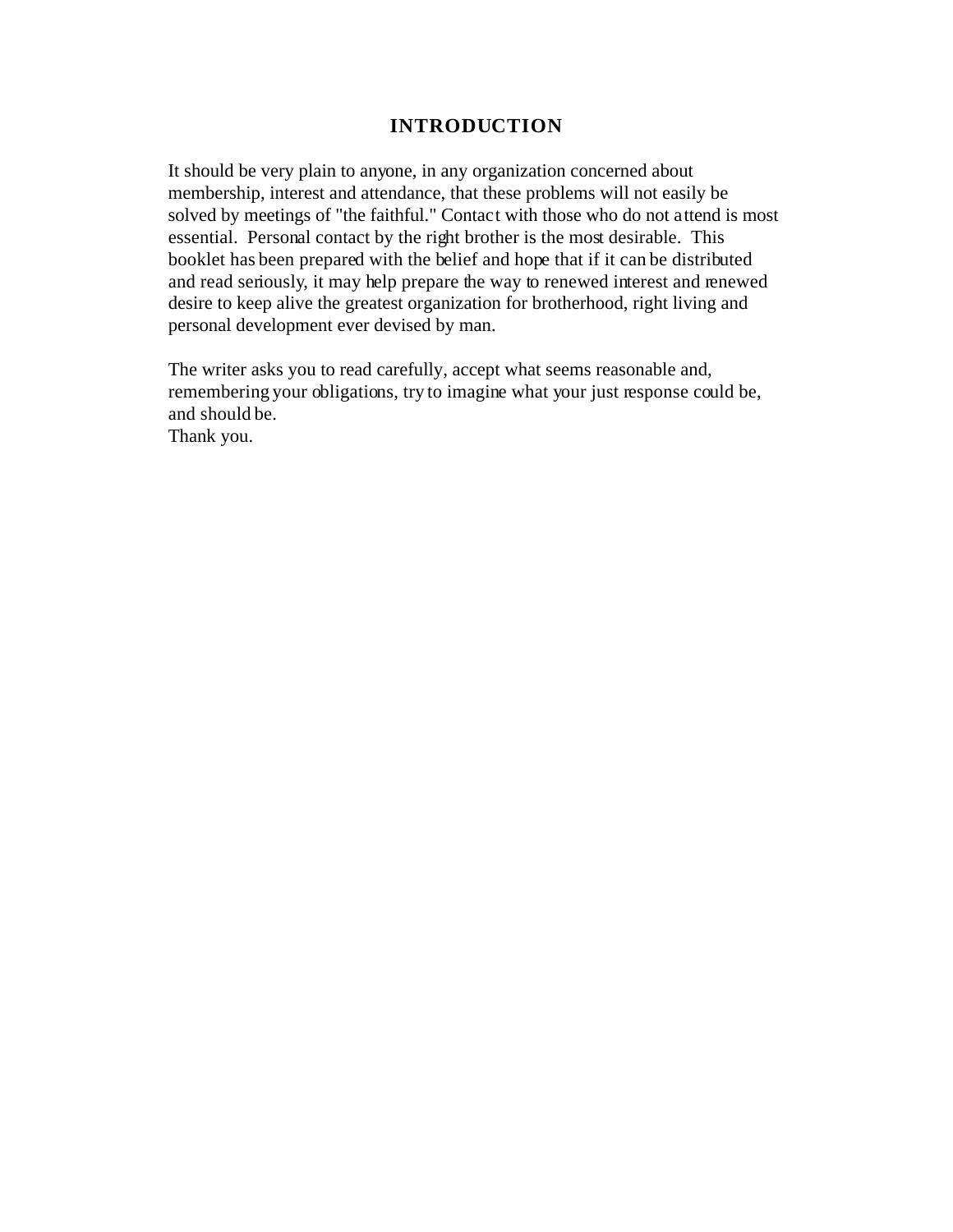# INTRODUCTION

It should be very plain to anyone, in any organization concerned about membership, interest and attendance, that these problems will not easily be solved by meetings of "the faithful." Contact with those who do not attend is most essential. Personal contact by the right brother is the most desirable. This booklet has been prepared with the belief and hope that if it can be distributed and read seriously, it may help prepare the way to renewed interest and renewed desire to keep alive the greatest organization for brotherhood, right living and personal development ever devised by man.

The writer asks you to read carefully, accept what seems reasonable and, remembering your obligations, try to imagine what your just response could be, and should be.
Thank you.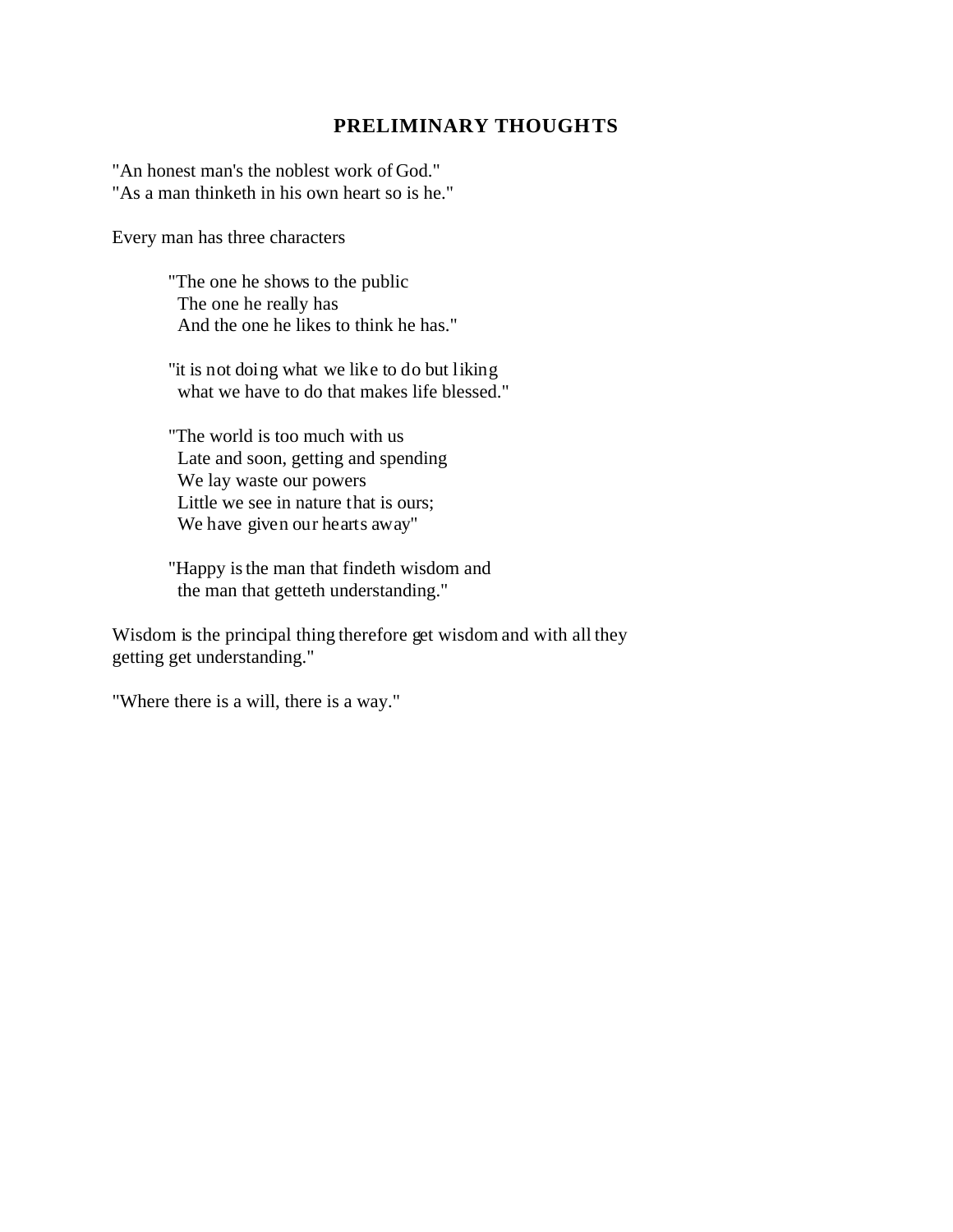## PRELIMINARY THOUGHTS

"An honest man's the noblest work of God."
"As a man thinketh in his own heart so is he."

Every man has three characters

> "The one he shows to the public
> The one he really has
> And the one he likes to think he has."

> "it is not doing what we like to do but liking
> what we have to do that makes life blessed."

> "The world is too much with us
> Late and soon, getting and spending
> We lay waste our powers
> Little we see in nature that is ours;
> We have given our hearts away"

> "Happy is the man that findeth wisdom and
> the man that getteth understanding."

Wisdom is the principal thing therefore get wisdom and with all they getting get understanding."

"Where there is a will, there is a way."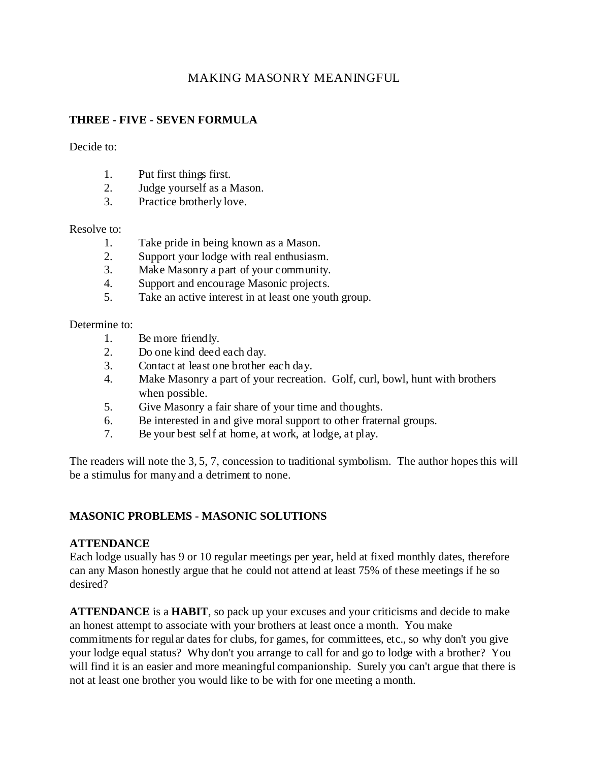# MAKING MASONRY MEANINGFUL

**THREE - FIVE - SEVEN FORMULA**

Decide to:

1. Put first things first.
2. Judge yourself as a Mason.
3. Practice brotherly love.

Resolve to:

1. Take pride in being known as a Mason.
2. Support your lodge with real enthusiasm.
3. Make Masonry a part of your community.
4. Support and encourage Masonic projects.
5. Take an active interest in at least one youth group.

Determine to:

1. Be more friendly.
2. Do one kind deed each day.
3. Contact at least one brother each day.
4. Make Masonry a part of your recreation. Golf, curl, bowl, hunt with brothers when possible.
5. Give Masonry a fair share of your time and thoughts.
6. Be interested in and give moral support to other fraternal groups.
7. Be your best self at home, at work, at lodge, at play.

The readers will note the 3, 5, 7, concession to traditional symbolism. The author hopes this will be a stimulus for many and a detriment to none.

**MASONIC PROBLEMS - MASONIC SOLUTIONS**

**ATTENDANCE**

Each lodge usually has 9 or 10 regular meetings per year, held at fixed monthly dates, therefore can any Mason honestly argue that he could not attend at least 75% of these meetings if he so desired?

**ATTENDANCE** is a **HABIT**, so pack up your excuses and your criticisms and decide to make an honest attempt to associate with your brothers at least once a month. You make commitments for regular dates for clubs, for games, for committees, etc., so why don't you give your lodge equal status? Why don't you arrange to call for and go to lodge with a brother? You will find it is an easier and more meaningful companionship. Surely you can't argue that there is not at least one brother you would like to be with for one meeting a month.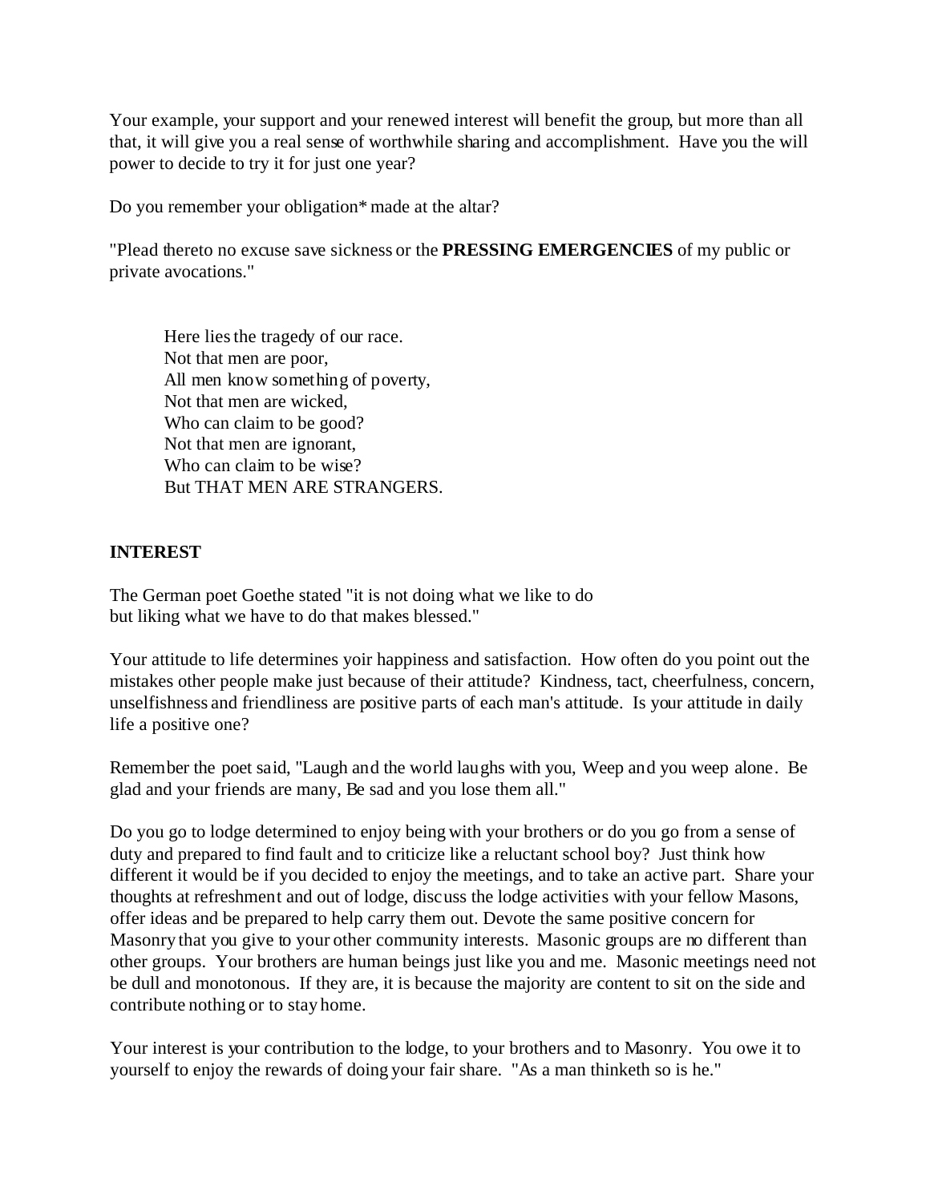Your example, your support and your renewed interest will benefit the group, but more than all that, it will give you a real sense of worthwhile sharing and accomplishment. Have you the will power to decide to try it for just one year?

Do you remember your obligation* made at the altar?

"Plead thereto no excuse save sickness or the **PRESSING EMERGENCIES** of my public or private avocations."

> Here lies the tragedy of our race.
> Not that men are poor,
> All men know something of poverty,
> Not that men are wicked,
> Who can claim to be good?
> Not that men are ignorant,
> Who can claim to be wise?
> But THAT MEN ARE STRANGERS.

## INTEREST

The German poet Goethe stated "it is not doing what we like to do but liking what we have to do that makes blessed."

Your attitude to life determines yoir happiness and satisfaction. How often do you point out the mistakes other people make just because of their attitude? Kindness, tact, cheerfulness, concern, unselfishness and friendliness are positive parts of each man's attitude. Is your attitude in daily life a positive one?

Remember the poet said, "Laugh and the world laughs with you, Weep and you weep alone. Be glad and your friends are many, Be sad and you lose them all."

Do you go to lodge determined to enjoy being with your brothers or do you go from a sense of duty and prepared to find fault and to criticize like a reluctant school boy? Just think how different it would be if you decided to enjoy the meetings, and to take an active part. Share your thoughts at refreshment and out of lodge, discuss the lodge activities with your fellow Masons, offer ideas and be prepared to help carry them out. Devote the same positive concern for Masonry that you give to your other community interests. Masonic groups are no different than other groups. Your brothers are human beings just like you and me. Masonic meetings need not be dull and monotonous. If they are, it is because the majority are content to sit on the side and contribute nothing or to stay home.

Your interest is your contribution to the lodge, to your brothers and to Masonry. You owe it to yourself to enjoy the rewards of doing your fair share. "As a man thinketh so is he."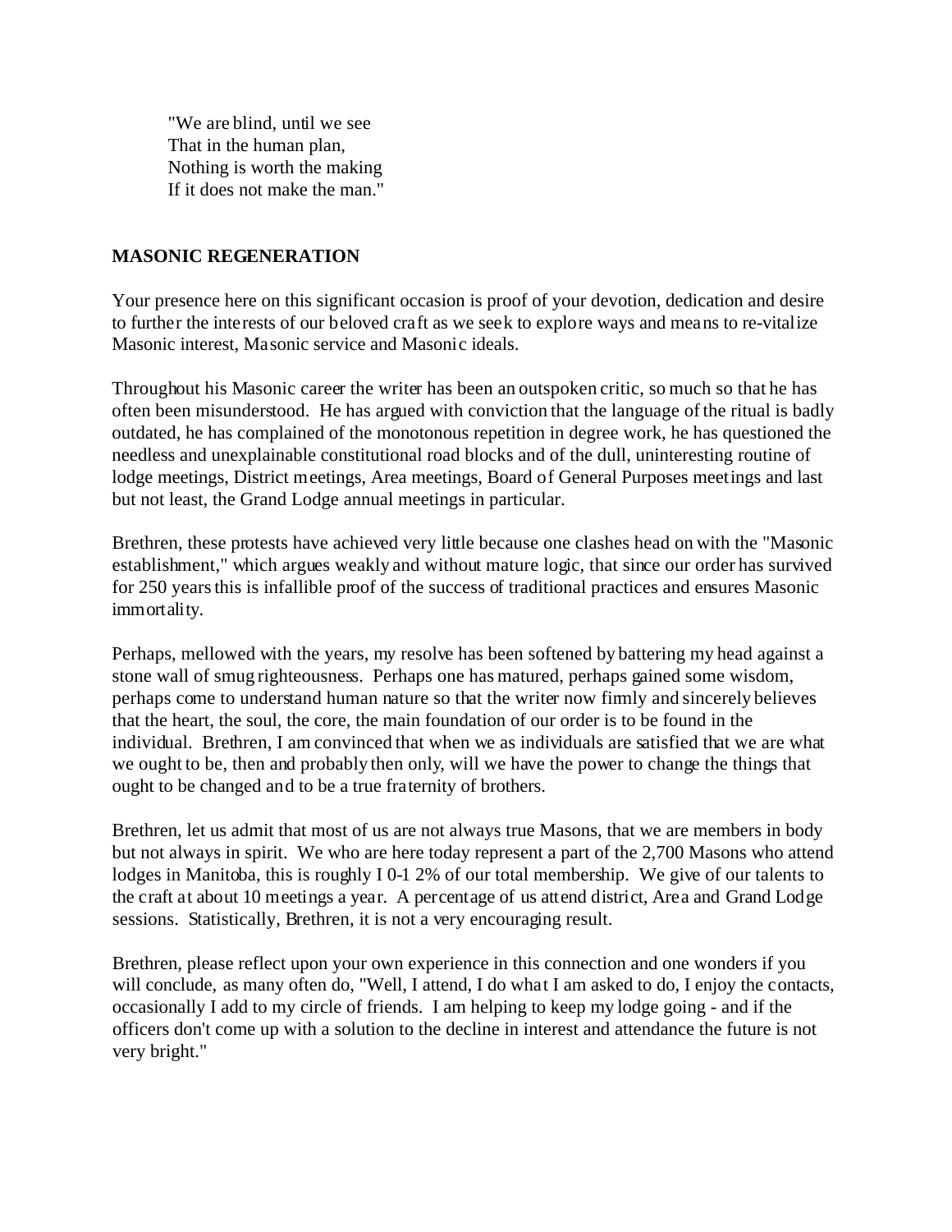"We are blind, until we see
That in the human plan,
Nothing is worth the making
If it does not make the man."

**MASONIC REGENERATION**

Your presence here on this significant occasion is proof of your devotion, dedication and desire to further the interests of our beloved craft as we seek to explore ways and means to re-vitalize Masonic interest, Masonic service and Masonic ideals.

Throughout his Masonic career the writer has been an outspoken critic, so much so that he has often been misunderstood. He has argued with conviction that the language of the ritual is badly outdated, he has complained of the monotonous repetition in degree work, he has questioned the needless and unexplainable constitutional road blocks and of the dull, uninteresting routine of lodge meetings, District meetings, Area meetings, Board of General Purposes meetings and last but not least, the Grand Lodge annual meetings in particular.

Brethren, these protests have achieved very little because one clashes head on with the "Masonic establishment," which argues weakly and without mature logic, that since our order has survived for 250 years this is infallible proof of the success of traditional practices and ensures Masonic immortality.

Perhaps, mellowed with the years, my resolve has been softened by battering my head against a stone wall of smug righteousness. Perhaps one has matured, perhaps gained some wisdom, perhaps come to understand human nature so that the writer now firmly and sincerely believes that the heart, the soul, the core, the main foundation of our order is to be found in the individual. Brethren, I am convinced that when we as individuals are satisfied that we are what we ought to be, then and probably then only, will we have the power to change the things that ought to be changed and to be a true fraternity of brothers.

Brethren, let us admit that most of us are not always true Masons, that we are members in body but not always in spirit. We who are here today represent a part of the 2,700 Masons who attend lodges in Manitoba, this is roughly I 0-1 2% of our total membership. We give of our talents to the craft at about 10 meetings a year. A percentage of us attend district, Area and Grand Lodge sessions. Statistically, Brethren, it is not a very encouraging result.

Brethren, please reflect upon your own experience in this connection and one wonders if you will conclude, as many often do, "Well, I attend, I do what I am asked to do, I enjoy the contacts, occasionally I add to my circle of friends. I am helping to keep my lodge going - and if the officers don't come up with a solution to the decline in interest and attendance the future is not very bright."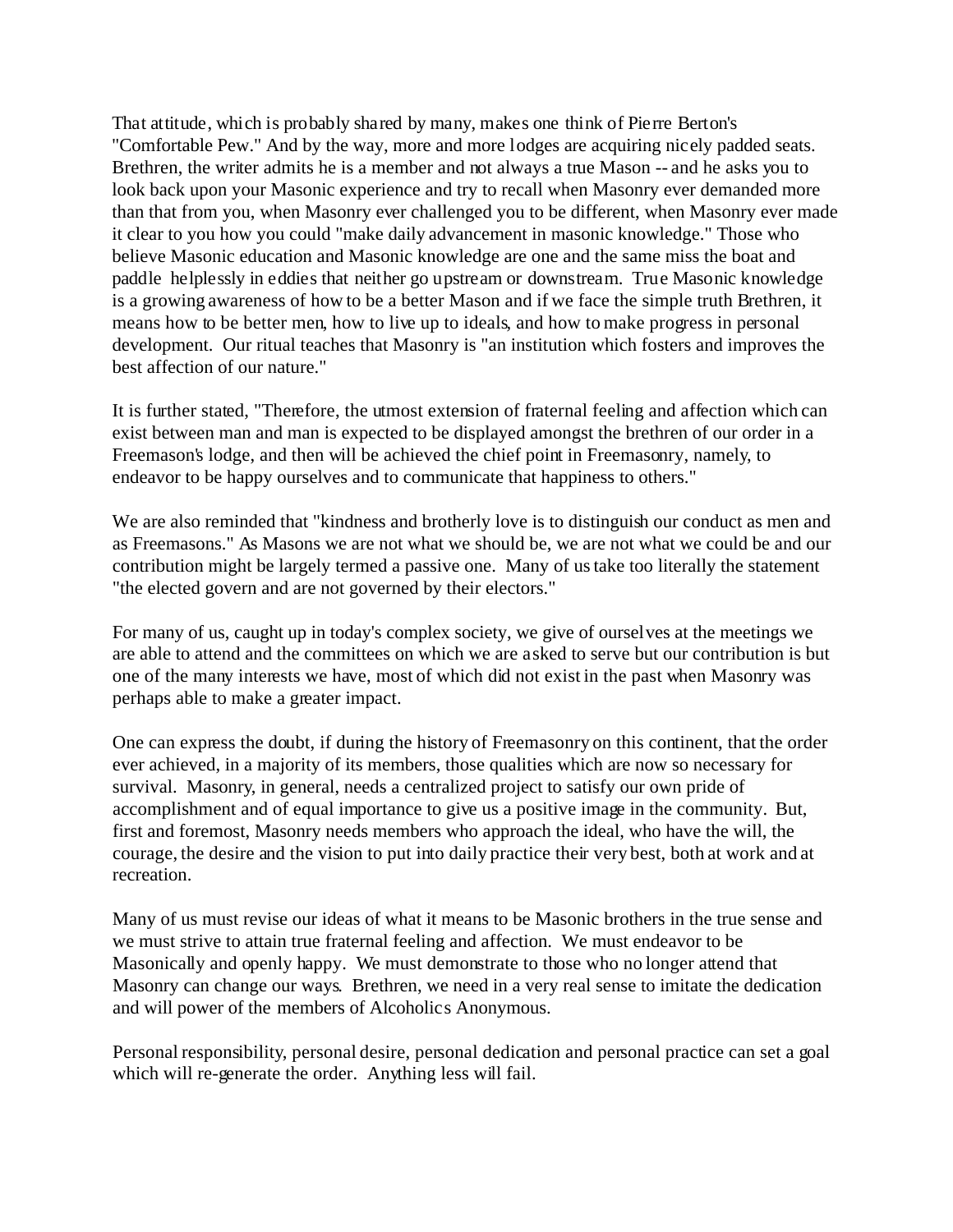That attitude, which is probably shared by many, makes one think of Pierre Berton's "Comfortable Pew." And by the way, more and more lodges are acquiring nicely padded seats. Brethren, the writer admits he is a member and not always a true Mason -- and he asks you to look back upon your Masonic experience and try to recall when Masonry ever demanded more than that from you, when Masonry ever challenged you to be different, when Masonry ever made it clear to you how you could "make daily advancement in masonic knowledge." Those who believe Masonic education and Masonic knowledge are one and the same miss the boat and paddle helplessly in eddies that neither go upstream or downstream. True Masonic knowledge is a growing awareness of how to be a better Mason and if we face the simple truth Brethren, it means how to be better men, how to live up to ideals, and how to make progress in personal development. Our ritual teaches that Masonry is "an institution which fosters and improves the best affection of our nature."

It is further stated, "Therefore, the utmost extension of fraternal feeling and affection which can exist between man and man is expected to be displayed amongst the brethren of our order in a Freemason's lodge, and then will be achieved the chief point in Freemasonry, namely, to endeavor to be happy ourselves and to communicate that happiness to others."

We are also reminded that "kindness and brotherly love is to distinguish our conduct as men and as Freemasons." As Masons we are not what we should be, we are not what we could be and our contribution might be largely termed a passive one. Many of us take too literally the statement "the elected govern and are not governed by their electors."

For many of us, caught up in today's complex society, we give of ourselves at the meetings we are able to attend and the committees on which we are asked to serve but our contribution is but one of the many interests we have, most of which did not exist in the past when Masonry was perhaps able to make a greater impact.

One can express the doubt, if during the history of Freemasonry on this continent, that the order ever achieved, in a majority of its members, those qualities which are now so necessary for survival. Masonry, in general, needs a centralized project to satisfy our own pride of accomplishment and of equal importance to give us a positive image in the community. But, first and foremost, Masonry needs members who approach the ideal, who have the will, the courage, the desire and the vision to put into daily practice their very best, both at work and at recreation.

Many of us must revise our ideas of what it means to be Masonic brothers in the true sense and we must strive to attain true fraternal feeling and affection. We must endeavor to be Masonically and openly happy. We must demonstrate to those who no longer attend that Masonry can change our ways. Brethren, we need in a very real sense to imitate the dedication and will power of the members of Alcoholics Anonymous.

Personal responsibility, personal desire, personal dedication and personal practice can set a goal which will re-generate the order. Anything less will fail.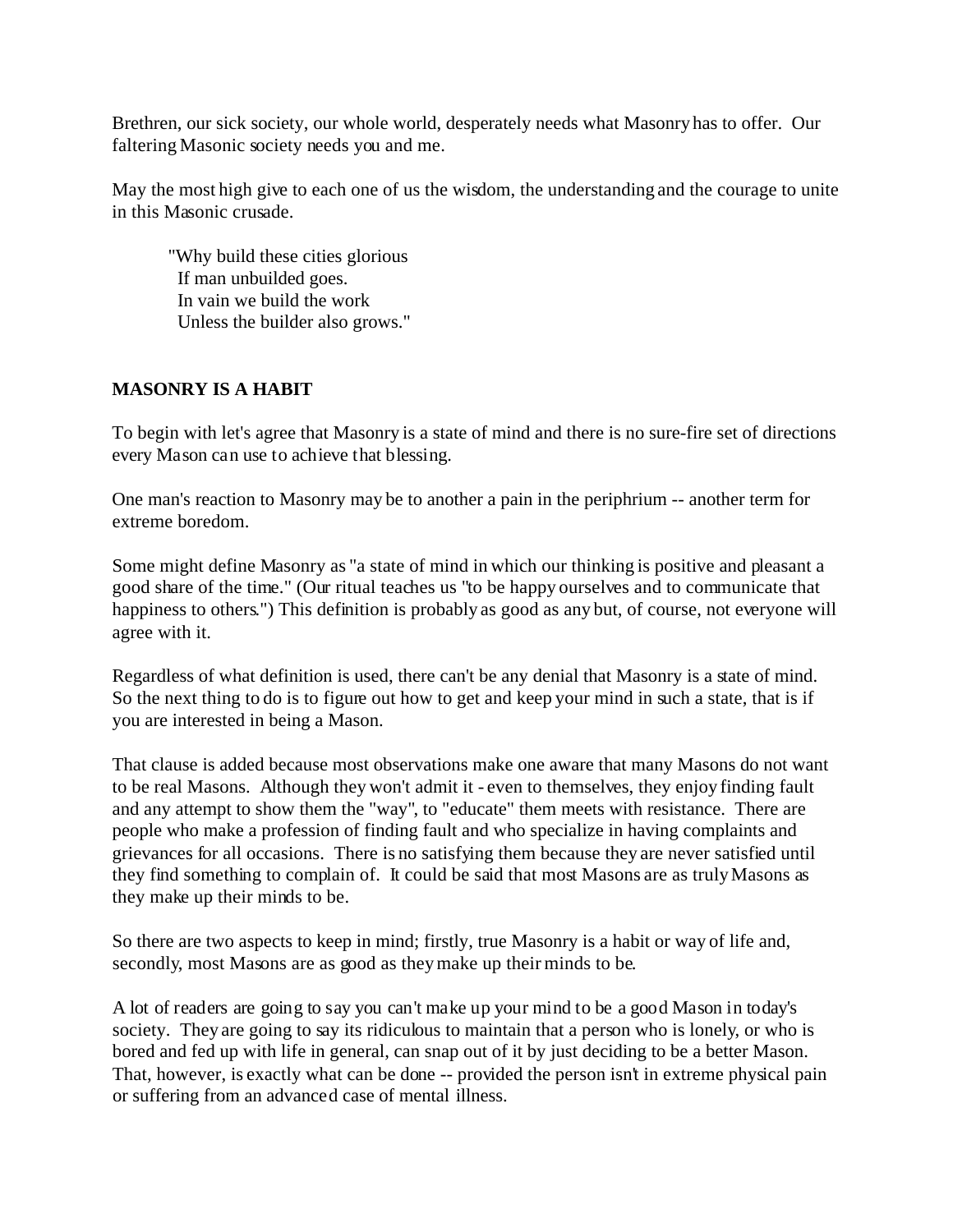Brethren, our sick society, our whole world, desperately needs what Masonry has to offer. Our faltering Masonic society needs you and me.

May the most high give to each one of us the wisdom, the understanding and the courage to unite in this Masonic crusade.

> "Why build these cities glorious  
> If man unbuilded goes.  
> In vain we build the work  
> Unless the builder also grows."

## MASONRY IS A HABIT

To begin with let's agree that Masonry is a state of mind and there is no sure-fire set of directions every Mason can use to achieve that blessing.

One man's reaction to Masonry may be to another a pain in the periphrium -- another term for extreme boredom.

Some might define Masonry as "a state of mind in which our thinking is positive and pleasant a good share of the time." (Our ritual teaches us "to be happy ourselves and to communicate that happiness to others.") This definition is probably as good as any but, of course, not everyone will agree with it.

Regardless of what definition is used, there can't be any denial that Masonry is a state of mind. So the next thing to do is to figure out how to get and keep your mind in such a state, that is if you are interested in being a Mason.

That clause is added because most observations make one aware that many Masons do not want to be real Masons. Although they won't admit it - even to themselves, they enjoy finding fault and any attempt to show them the "way", to "educate" them meets with resistance. There are people who make a profession of finding fault and who specialize in having complaints and grievances for all occasions. There is no satisfying them because they are never satisfied until they find something to complain of. It could be said that most Masons are as truly Masons as they make up their minds to be.

So there are two aspects to keep in mind; firstly, true Masonry is a habit or way of life and, secondly, most Masons are as good as they make up their minds to be.

A lot of readers are going to say you can't make up your mind to be a good Mason in today's society. They are going to say its ridiculous to maintain that a person who is lonely, or who is bored and fed up with life in general, can snap out of it by just deciding to be a better Mason. That, however, is exactly what can be done -- provided the person isn't in extreme physical pain or suffering from an advanced case of mental illness.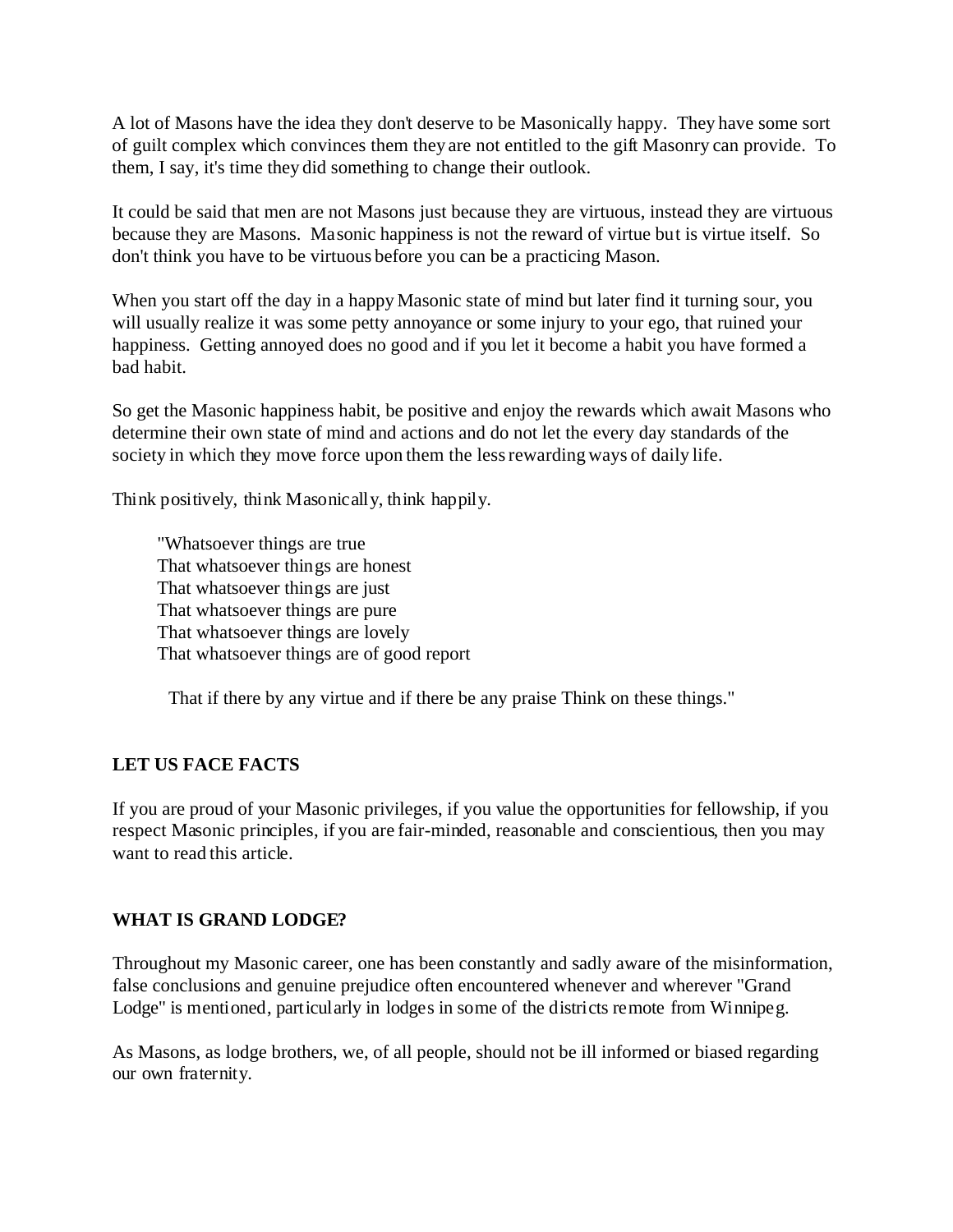A lot of Masons have the idea they don't deserve to be Masonically happy. They have some sort of guilt complex which convinces them they are not entitled to the gift Masonry can provide. To them, I say, it's time they did something to change their outlook.

It could be said that men are not Masons just because they are virtuous, instead they are virtuous because they are Masons. Masonic happiness is not the reward of virtue but is virtue itself. So don't think you have to be virtuous before you can be a practicing Mason.

When you start off the day in a happy Masonic state of mind but later find it turning sour, you will usually realize it was some petty annoyance or some injury to your ego, that ruined your happiness. Getting annoyed does no good and if you let it become a habit you have formed a bad habit.

So get the Masonic happiness habit, be positive and enjoy the rewards which await Masons who determine their own state of mind and actions and do not let the every day standards of the society in which they move force upon them the less rewarding ways of daily life.

Think positively, think Masonically, think happily.

> "Whatsoever things are true
> That whatsoever things are honest
> That whatsoever things are just
> That whatsoever things are pure
> That whatsoever things are lovely
> That whatsoever things are of good report
>
> That if there by any virtue and if there be any praise Think on these things."

## LET US FACE FACTS

If you are proud of your Masonic privileges, if you value the opportunities for fellowship, if you respect Masonic principles, if you are fair-minded, reasonable and conscientious, then you may want to read this article.

## WHAT IS GRAND LODGE?

Throughout my Masonic career, one has been constantly and sadly aware of the misinformation, false conclusions and genuine prejudice often encountered whenever and wherever "Grand Lodge" is mentioned, particularly in lodges in some of the districts remote from Winnipeg.

As Masons, as lodge brothers, we, of all people, should not be ill informed or biased regarding our own fraternity.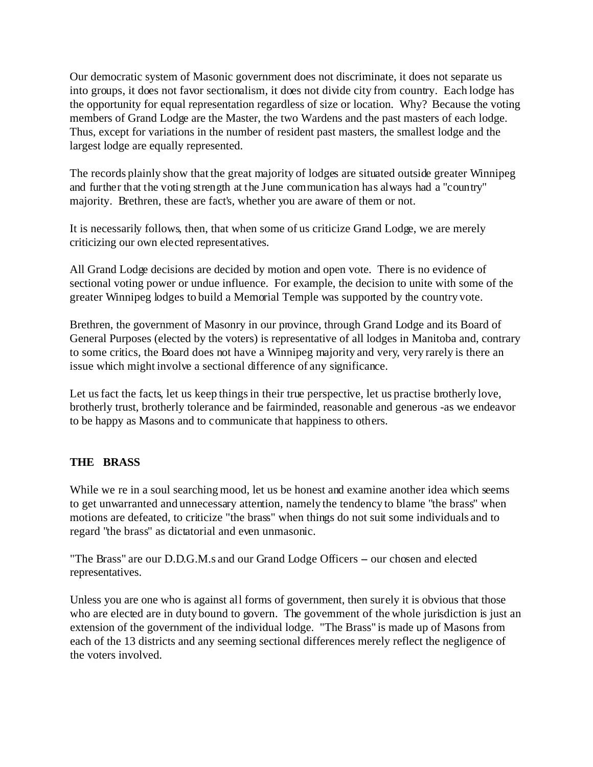Our democratic system of Masonic government does not discriminate, it does not separate us into groups, it does not favor sectionalism, it does not divide city from country. Each lodge has the opportunity for equal representation regardless of size or location. Why? Because the voting members of Grand Lodge are the Master, the two Wardens and the past masters of each lodge. Thus, except for variations in the number of resident past masters, the smallest lodge and the largest lodge are equally represented.

The records plainly show that the great majority of lodges are situated outside greater Winnipeg and further that the voting strength at the June communication has always had a "country" majority. Brethren, these are fact's, whether you are aware of them or not.

It is necessarily follows, then, that when some of us criticize Grand Lodge, we are merely criticizing our own elected representatives.

All Grand Lodge decisions are decided by motion and open vote. There is no evidence of sectional voting power or undue influence. For example, the decision to unite with some of the greater Winnipeg lodges to build a Memorial Temple was supported by the country vote.

Brethren, the government of Masonry in our province, through Grand Lodge and its Board of General Purposes (elected by the voters) is representative of all lodges in Manitoba and, contrary to some critics, the Board does not have a Winnipeg majority and very, very rarely is there an issue which might involve a sectional difference of any significance.

Let us fact the facts, let us keep things in their true perspective, let us practise brotherly love, brotherly trust, brotherly tolerance and be fairminded, reasonable and generous -as we endeavor to be happy as Masons and to communicate that happiness to others.

**THE BRASS**

While we re in a soul searching mood, let us be honest and examine another idea which seems to get unwarranted and unnecessary attention, namely the tendency to blame "the brass" when motions are defeated, to criticize "the brass" when things do not suit some individuals and to regard "the brass" as dictatorial and even unmasonic.

"The Brass" are our D.D.G.M.s and our Grand Lodge Officers – our chosen and elected representatives.

Unless you are one who is against all forms of government, then surely it is obvious that those who are elected are in duty bound to govern. The government of the whole jurisdiction is just an extension of the government of the individual lodge. "The Brass" is made up of Masons from each of the 13 districts and any seeming sectional differences merely reflect the negligence of the voters involved.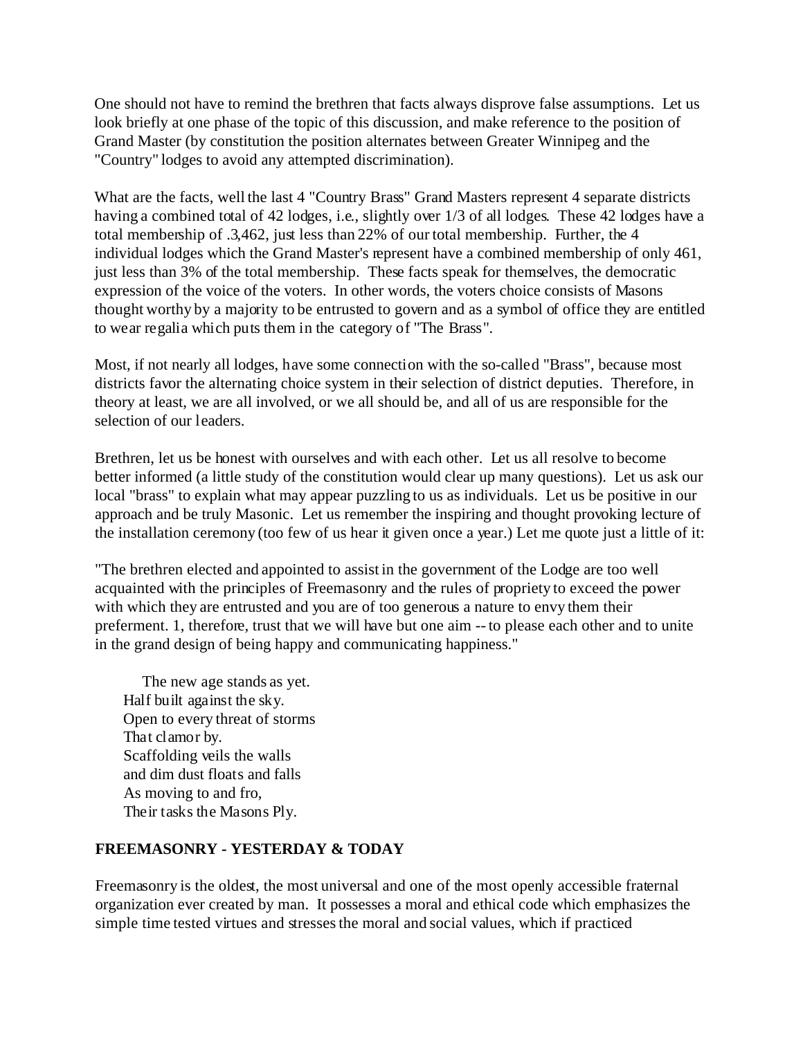One should not have to remind the brethren that facts always disprove false assumptions. Let us look briefly at one phase of the topic of this discussion, and make reference to the position of Grand Master (by constitution the position alternates between Greater Winnipeg and the "Country" lodges to avoid any attempted discrimination).

What are the facts, well the last 4 "Country Brass" Grand Masters represent 4 separate districts having a combined total of 42 lodges, i.e., slightly over 1/3 of all lodges. These 42 lodges have a total membership of .3,462, just less than 22% of our total membership. Further, the 4 individual lodges which the Grand Master's represent have a combined membership of only 461, just less than 3% of the total membership. These facts speak for themselves, the democratic expression of the voice of the voters. In other words, the voters choice consists of Masons thought worthy by a majority to be entrusted to govern and as a symbol of office they are entitled to wear regalia which puts them in the category of "The Brass".

Most, if not nearly all lodges, have some connection with the so-called "Brass", because most districts favor the alternating choice system in their selection of district deputies. Therefore, in theory at least, we are all involved, or we all should be, and all of us are responsible for the selection of our leaders.

Brethren, let us be honest with ourselves and with each other. Let us all resolve to become better informed (a little study of the constitution would clear up many questions). Let us ask our local "brass" to explain what may appear puzzling to us as individuals. Let us be positive in our approach and be truly Masonic. Let us remember the inspiring and thought provoking lecture of the installation ceremony (too few of us hear it given once a year.) Let me quote just a little of it:

"The brethren elected and appointed to assist in the government of the Lodge are too well acquainted with the principles of Freemasonry and the rules of propriety to exceed the power with which they are entrusted and you are of too generous a nature to envy them their preferment. 1, therefore, trust that we will have but one aim -- to please each other and to unite in the grand design of being happy and communicating happiness."

> The new age stands as yet.
> Half built against the sky.
> Open to every threat of storms
> That clamor by.
> Scaffolding veils the walls
> and dim dust floats and falls
> As moving to and fro,
> Their tasks the Masons Ply.

**FREEMASONRY - YESTERDAY & TODAY**

Freemasonry is the oldest, the most universal and one of the most openly accessible fraternal organization ever created by man. It possesses a moral and ethical code which emphasizes the simple time tested virtues and stresses the moral and social values, which if practiced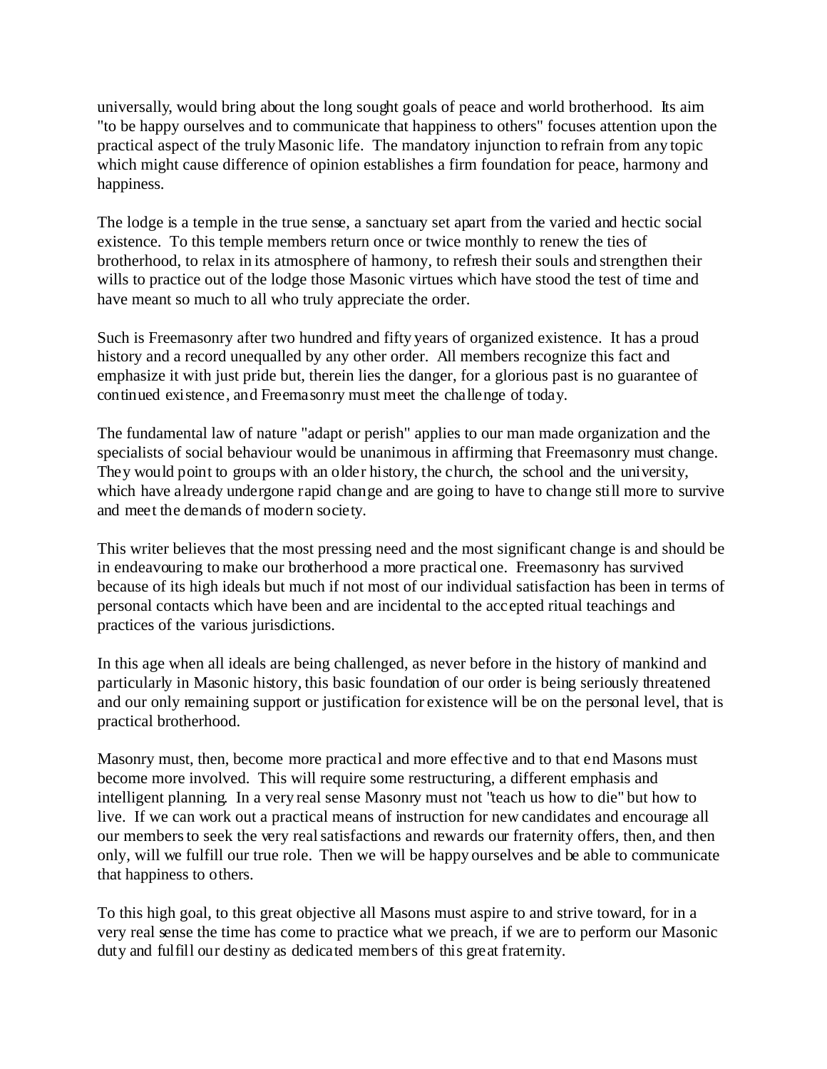universally, would bring about the long sought goals of peace and world brotherhood. Its aim "to be happy ourselves and to communicate that happiness to others" focuses attention upon the practical aspect of the truly Masonic life. The mandatory injunction to refrain from any topic which might cause difference of opinion establishes a firm foundation for peace, harmony and happiness.

The lodge is a temple in the true sense, a sanctuary set apart from the varied and hectic social existence. To this temple members return once or twice monthly to renew the ties of brotherhood, to relax in its atmosphere of harmony, to refresh their souls and strengthen their wills to practice out of the lodge those Masonic virtues which have stood the test of time and have meant so much to all who truly appreciate the order.

Such is Freemasonry after two hundred and fifty years of organized existence. It has a proud history and a record unequalled by any other order. All members recognize this fact and emphasize it with just pride but, therein lies the danger, for a glorious past is no guarantee of continued existence, and Freemasonry must meet the challenge of today.

The fundamental law of nature "adapt or perish" applies to our man made organization and the specialists of social behaviour would be unanimous in affirming that Freemasonry must change. They would point to groups with an older history, the church, the school and the university, which have already undergone rapid change and are going to have to change still more to survive and meet the demands of modern society.

This writer believes that the most pressing need and the most significant change is and should be in endeavouring to make our brotherhood a more practical one. Freemasonry has survived because of its high ideals but much if not most of our individual satisfaction has been in terms of personal contacts which have been and are incidental to the accepted ritual teachings and practices of the various jurisdictions.

In this age when all ideals are being challenged, as never before in the history of mankind and particularly in Masonic history, this basic foundation of our order is being seriously threatened and our only remaining support or justification for existence will be on the personal level, that is practical brotherhood.

Masonry must, then, become more practical and more effective and to that end Masons must become more involved. This will require some restructuring, a different emphasis and intelligent planning. In a very real sense Masonry must not "teach us how to die" but how to live. If we can work out a practical means of instruction for new candidates and encourage all our members to seek the very real satisfactions and rewards our fraternity offers, then, and then only, will we fulfill our true role. Then we will be happy ourselves and be able to communicate that happiness to others.

To this high goal, to this great objective all Masons must aspire to and strive toward, for in a very real sense the time has come to practice what we preach, if we are to perform our Masonic duty and fulfill our destiny as dedicated members of this great fraternity.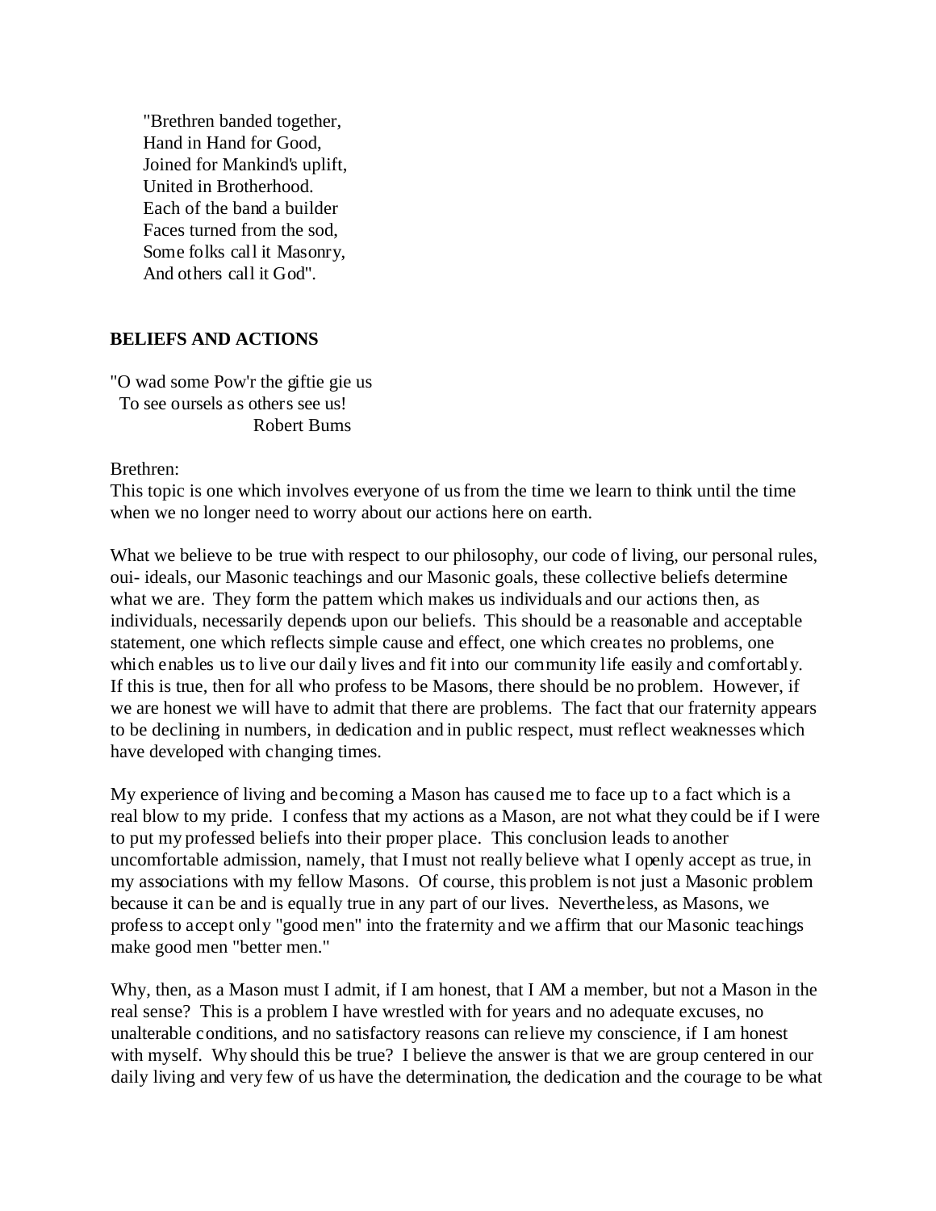"Brethren banded together,  
Hand in Hand for Good,  
Joined for Mankind's uplift,  
United in Brotherhood.  
Each of the band a builder  
Faces turned from the sod,  
Some folks call it Masonry,  
And others call it God".

**BELIEFS AND ACTIONS**

"O wad some Pow'r the giftie gie us  
To see oursels as others see us!  
Robert Bums

Brethren:  
This topic is one which involves everyone of us from the time we learn to think until the time when we no longer need to worry about our actions here on earth.

What we believe to be true with respect to our philosophy, our code of living, our personal rules, oui- ideals, our Masonic teachings and our Masonic goals, these collective beliefs determine what we are. They form the pattern which makes us individuals and our actions then, as individuals, necessarily depends upon our beliefs. This should be a reasonable and acceptable statement, one which reflects simple cause and effect, one which creates no problems, one which enables us to live our daily lives and fit into our community life easily and comfortably. If this is true, then for all who profess to be Masons, there should be no problem. However, if we are honest we will have to admit that there are problems. The fact that our fraternity appears to be declining in numbers, in dedication and in public respect, must reflect weaknesses which have developed with changing times.

My experience of living and becoming a Mason has caused me to face up to a fact which is a real blow to my pride. I confess that my actions as a Mason, are not what they could be if I were to put my professed beliefs into their proper place. This conclusion leads to another uncomfortable admission, namely, that I must not really believe what I openly accept as true, in my associations with my fellow Masons. Of course, this problem is not just a Masonic problem because it can be and is equally true in any part of our lives. Nevertheless, as Masons, we profess to accept only "good men" into the fraternity and we affirm that our Masonic teachings make good men "better men."

Why, then, as a Mason must I admit, if I am honest, that I AM a member, but not a Mason in the real sense? This is a problem I have wrestled with for years and no adequate excuses, no unalterable conditions, and no satisfactory reasons can relieve my conscience, if I am honest with myself. Why should this be true? I believe the answer is that we are group centered in our daily living and very few of us have the determination, the dedication and the courage to be what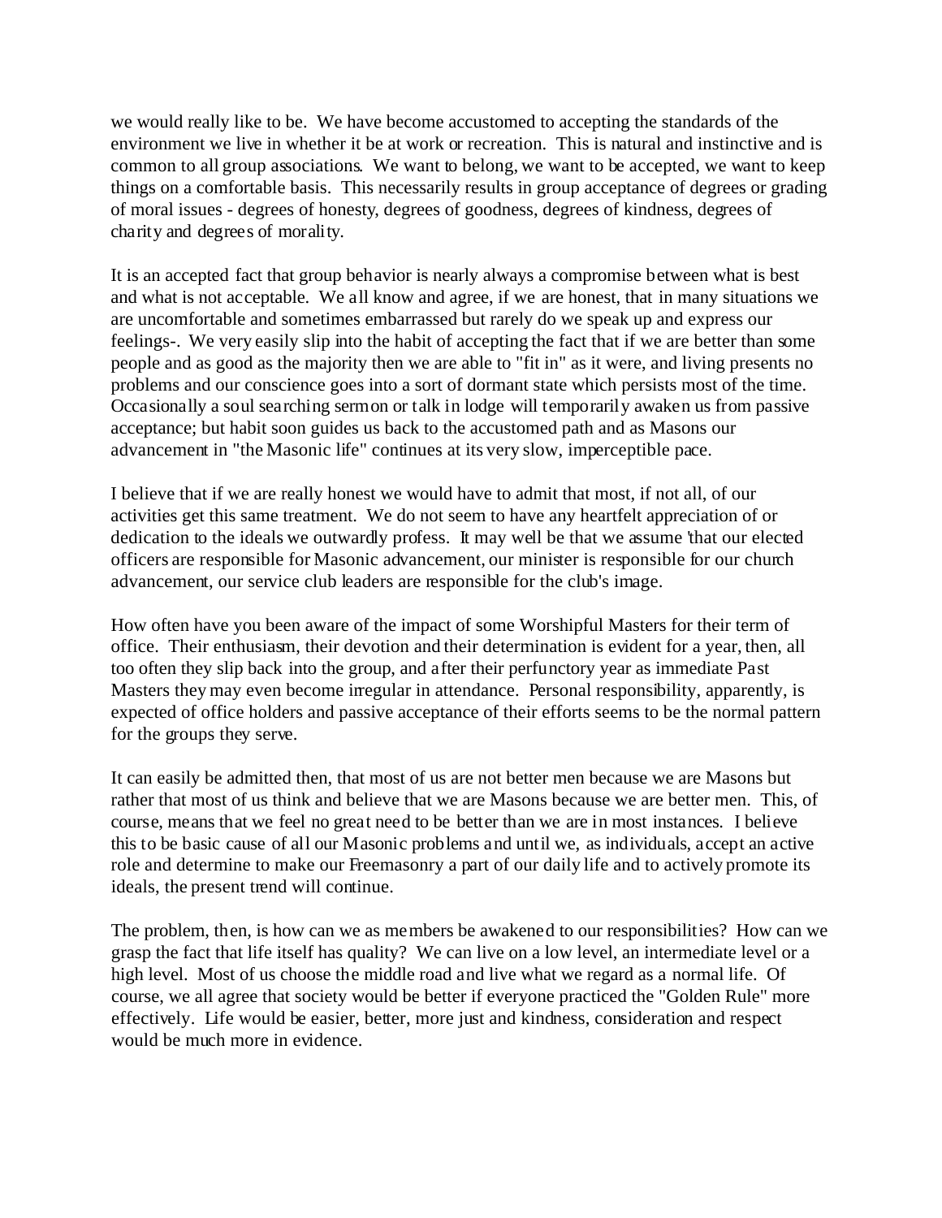we would really like to be. We have become accustomed to accepting the standards of the environment we live in whether it be at work or recreation. This is natural and instinctive and is common to all group associations. We want to belong, we want to be accepted, we want to keep things on a comfortable basis. This necessarily results in group acceptance of degrees or grading of moral issues - degrees of honesty, degrees of goodness, degrees of kindness, degrees of charity and degrees of morality.

It is an accepted fact that group behavior is nearly always a compromise between what is best and what is not acceptable. We all know and agree, if we are honest, that in many situations we are uncomfortable and sometimes embarrassed but rarely do we speak up and express our feelings-. We very easily slip into the habit of accepting the fact that if we are better than some people and as good as the majority then we are able to "fit in" as it were, and living presents no problems and our conscience goes into a sort of dormant state which persists most of the time. Occasionally a soul searching sermon or talk in lodge will temporarily awaken us from passive acceptance; but habit soon guides us back to the accustomed path and as Masons our advancement in "the Masonic life" continues at its very slow, imperceptible pace.

I believe that if we are really honest we would have to admit that most, if not all, of our activities get this same treatment. We do not seem to have any heartfelt appreciation of or dedication to the ideals we outwardly profess. It may well be that we assume 'that our elected officers are responsible for Masonic advancement, our minister is responsible for our church advancement, our service club leaders are responsible for the club's image.

How often have you been aware of the impact of some Worshipful Masters for their term of office. Their enthusiasm, their devotion and their determination is evident for a year, then, all too often they slip back into the group, and after their perfunctory year as immediate Past Masters they may even become irregular in attendance. Personal responsibility, apparently, is expected of office holders and passive acceptance of their efforts seems to be the normal pattern for the groups they serve.

It can easily be admitted then, that most of us are not better men because we are Masons but rather that most of us think and believe that we are Masons because we are better men. This, of course, means that we feel no great need to be better than we are in most instances. I believe this to be basic cause of all our Masonic problems and until we, as individuals, accept an active role and determine to make our Freemasonry a part of our daily life and to actively promote its ideals, the present trend will continue.

The problem, then, is how can we as members be awakened to our responsibilities? How can we grasp the fact that life itself has quality? We can live on a low level, an intermediate level or a high level. Most of us choose the middle road and live what we regard as a normal life. Of course, we all agree that society would be better if everyone practiced the "Golden Rule" more effectively. Life would be easier, better, more just and kindness, consideration and respect would be much more in evidence.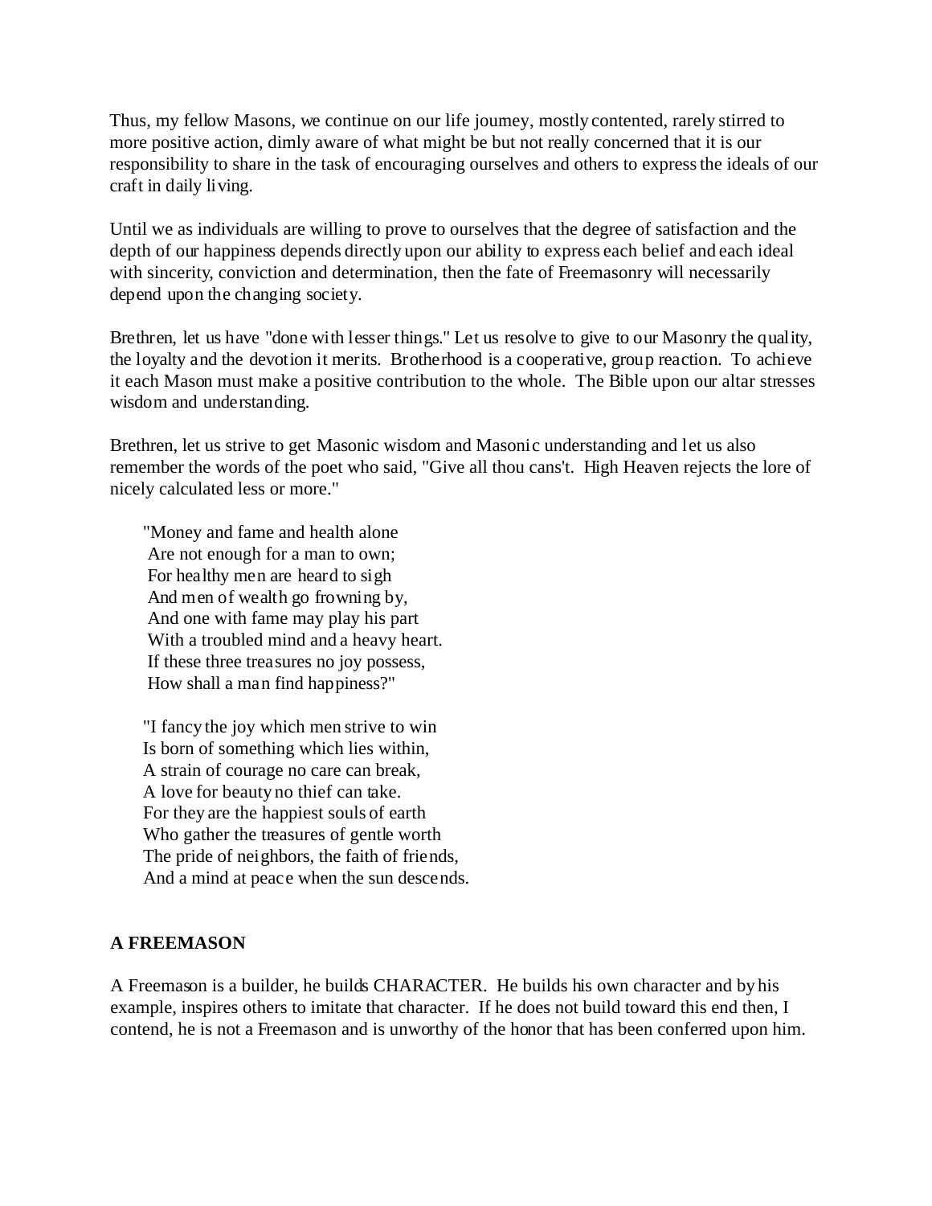Thus, my fellow Masons, we continue on our life journey, mostly contented, rarely stirred to more positive action, dimly aware of what might be but not really concerned that it is our responsibility to share in the task of encouraging ourselves and others to express the ideals of our craft in daily living.

Until we as individuals are willing to prove to ourselves that the degree of satisfaction and the depth of our happiness depends directly upon our ability to express each belief and each ideal with sincerity, conviction and determination, then the fate of Freemasonry will necessarily depend upon the changing society.

Brethren, let us have "done with lesser things." Let us resolve to give to our Masonry the quality, the loyalty and the devotion it merits. Brotherhood is a cooperative, group reaction. To achieve it each Mason must make a positive contribution to the whole. The Bible upon our altar stresses wisdom and understanding.

Brethren, let us strive to get Masonic wisdom and Masonic understanding and let us also remember the words of the poet who said, "Give all thou cans't. High Heaven rejects the lore of nicely calculated less or more."

> "Money and fame and health alone
> Are not enough for a man to own;
> For healthy men are heard to sigh
> And men of wealth go frowning by,
> And one with fame may play his part
> With a troubled mind and a heavy heart.
> If these three treasures no joy possess,
> How shall a man find happiness?"

> "I fancy the joy which men strive to win
> Is born of something which lies within,
> A strain of courage no care can break,
> A love for beauty no thief can take.
> For they are the happiest souls of earth
> Who gather the treasures of gentle worth
> The pride of neighbors, the faith of friends,
> And a mind at peace when the sun descends.

**A FREEMASON**

A Freemason is a builder, he builds CHARACTER. He builds his own character and by his example, inspires others to imitate that character. If he does not build toward this end then, I contend, he is not a Freemason and is unworthy of the honor that has been conferred upon him.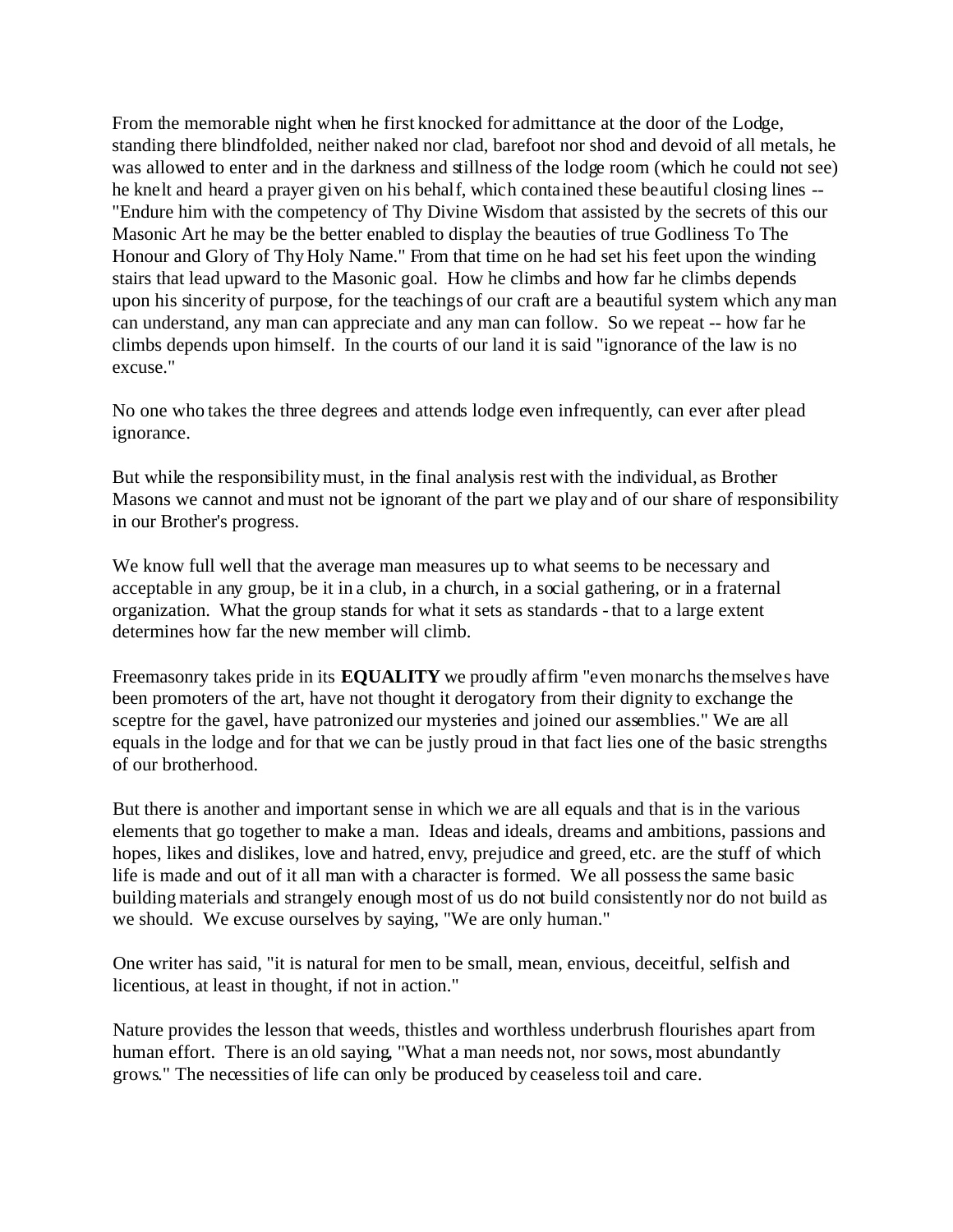From the memorable night when he first knocked for admittance at the door of the Lodge, standing there blindfolded, neither naked nor clad, barefoot nor shod and devoid of all metals, he was allowed to enter and in the darkness and stillness of the lodge room (which he could not see) he knelt and heard a prayer given on his behalf, which contained these beautiful closing lines -- "Endure him with the competency of Thy Divine Wisdom that assisted by the secrets of this our Masonic Art he may be the better enabled to display the beauties of true Godliness To The Honour and Glory of Thy Holy Name." From that time on he had set his feet upon the winding stairs that lead upward to the Masonic goal. How he climbs and how far he climbs depends upon his sincerity of purpose, for the teachings of our craft are a beautiful system which any man can understand, any man can appreciate and any man can follow. So we repeat -- how far he climbs depends upon himself. In the courts of our land it is said "ignorance of the law is no excuse."

No one who takes the three degrees and attends lodge even infrequently, can ever after plead ignorance.

But while the responsibility must, in the final analysis rest with the individual, as Brother Masons we cannot and must not be ignorant of the part we play and of our share of responsibility in our Brother's progress.

We know full well that the average man measures up to what seems to be necessary and acceptable in any group, be it in a club, in a church, in a social gathering, or in a fraternal organization. What the group stands for what it sets as standards - that to a large extent determines how far the new member will climb.

Freemasonry takes pride in its **EQUALITY** we proudly affirm "even monarchs themselves have been promoters of the art, have not thought it derogatory from their dignity to exchange the sceptre for the gavel, have patronized our mysteries and joined our assemblies." We are all equals in the lodge and for that we can be justly proud in that fact lies one of the basic strengths of our brotherhood.

But there is another and important sense in which we are all equals and that is in the various elements that go together to make a man. Ideas and ideals, dreams and ambitions, passions and hopes, likes and dislikes, love and hatred, envy, prejudice and greed, etc. are the stuff of which life is made and out of it all man with a character is formed. We all possess the same basic building materials and strangely enough most of us do not build consistently nor do not build as we should. We excuse ourselves by saying, "We are only human."

One writer has said, "it is natural for men to be small, mean, envious, deceitful, selfish and licentious, at least in thought, if not in action."

Nature provides the lesson that weeds, thistles and worthless underbrush flourishes apart from human effort. There is an old saying, "What a man needs not, nor sows, most abundantly grows." The necessities of life can only be produced by ceaseless toil and care.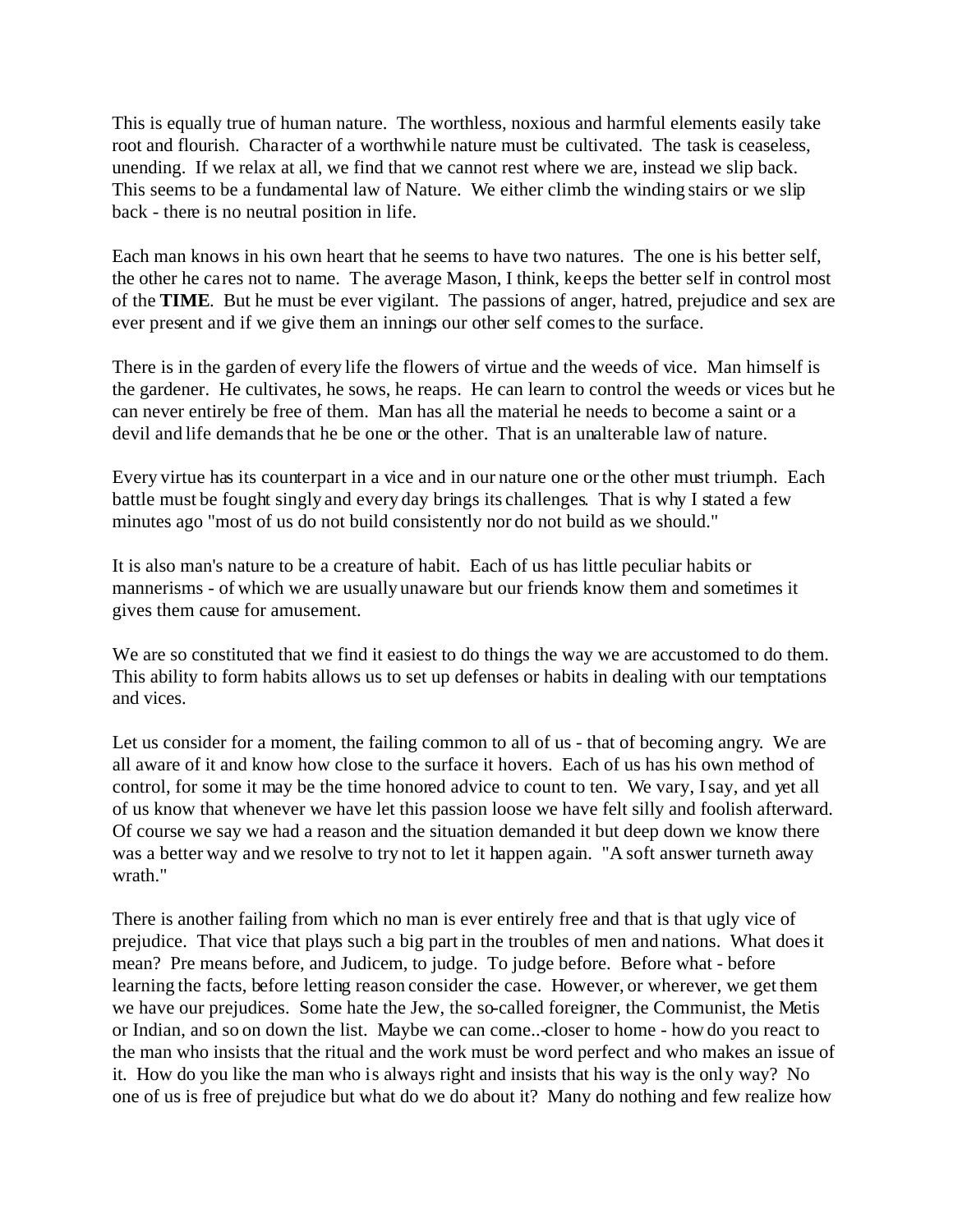This is equally true of human nature. The worthless, noxious and harmful elements easily take root and flourish. Character of a worthwhile nature must be cultivated. The task is ceaseless, unending. If we relax at all, we find that we cannot rest where we are, instead we slip back. This seems to be a fundamental law of Nature. We either climb the winding stairs or we slip back - there is no neutral position in life.

Each man knows in his own heart that he seems to have two natures. The one is his better self, the other he cares not to name. The average Mason, I think, keeps the better self in control most of the **TIME**. But he must be ever vigilant. The passions of anger, hatred, prejudice and sex are ever present and if we give them an innings our other self comes to the surface.

There is in the garden of every life the flowers of virtue and the weeds of vice. Man himself is the gardener. He cultivates, he sows, he reaps. He can learn to control the weeds or vices but he can never entirely be free of them. Man has all the material he needs to become a saint or a devil and life demands that he be one or the other. That is an unalterable law of nature.

Every virtue has its counterpart in a vice and in our nature one or the other must triumph. Each battle must be fought singly and every day brings its challenges. That is why I stated a few minutes ago "most of us do not build consistently nor do not build as we should."

It is also man's nature to be a creature of habit. Each of us has little peculiar habits or mannerisms - of which we are usually unaware but our friends know them and sometimes it gives them cause for amusement.

We are so constituted that we find it easiest to do things the way we are accustomed to do them. This ability to form habits allows us to set up defenses or habits in dealing with our temptations and vices.

Let us consider for a moment, the failing common to all of us - that of becoming angry. We are all aware of it and know how close to the surface it hovers. Each of us has his own method of control, for some it may be the time honored advice to count to ten. We vary, I say, and yet all of us know that whenever we have let this passion loose we have felt silly and foolish afterward. Of course we say we had a reason and the situation demanded it but deep down we know there was a better way and we resolve to try not to let it happen again. "A soft answer turneth away wrath."

There is another failing from which no man is ever entirely free and that is that ugly vice of prejudice. That vice that plays such a big part in the troubles of men and nations. What does it mean? Pre means before, and Judicem, to judge. To judge before. Before what - before learning the facts, before letting reason consider the case. However, or wherever, we get them we have our prejudices. Some hate the Jew, the so-called foreigner, the Communist, the Metis or Indian, and so on down the list. Maybe we can come..-closer to home - how do you react to the man who insists that the ritual and the work must be word perfect and who makes an issue of it. How do you like the man who is always right and insists that his way is the only way? No one of us is free of prejudice but what do we do about it? Many do nothing and few realize how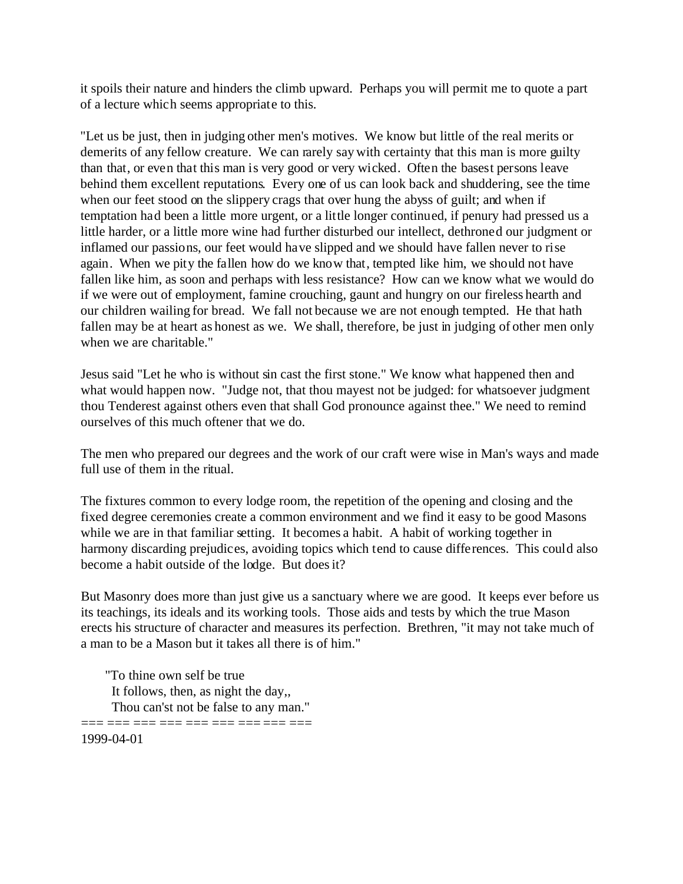it spoils their nature and hinders the climb upward. Perhaps you will permit me to quote a part of a lecture which seems appropriate to this.

"Let us be just, then in judging other men's motives. We know but little of the real merits or demerits of any fellow creature. We can rarely say with certainty that this man is more guilty than that, or even that this man is very good or very wicked. Often the basest persons leave behind them excellent reputations. Every one of us can look back and shuddering, see the time when our feet stood on the slippery crags that over hung the abyss of guilt; and when if temptation had been a little more urgent, or a little longer continued, if penury had pressed us a little harder, or a little more wine had further disturbed our intellect, dethroned our judgment or inflamed our passions, our feet would have slipped and we should have fallen never to rise again. When we pity the fallen how do we know that, tempted like him, we should not have fallen like him, as soon and perhaps with less resistance? How can we know what we would do if we were out of employment, famine crouching, gaunt and hungry on our fireless hearth and our children wailing for bread. We fall not because we are not enough tempted. He that hath fallen may be at heart as honest as we. We shall, therefore, be just in judging of other men only when we are charitable."

Jesus said "Let he who is without sin cast the first stone." We know what happened then and what would happen now. "Judge not, that thou mayest not be judged: for whatsoever judgment thou Tenderest against others even that shall God pronounce against thee." We need to remind ourselves of this much oftener that we do.

The men who prepared our degrees and the work of our craft were wise in Man's ways and made full use of them in the ritual.

The fixtures common to every lodge room, the repetition of the opening and closing and the fixed degree ceremonies create a common environment and we find it easy to be good Masons while we are in that familiar setting. It becomes a habit. A habit of working together in harmony discarding prejudices, avoiding topics which tend to cause differences. This could also become a habit outside of the lodge. But does it?

But Masonry does more than just give us a sanctuary where we are good. It keeps ever before us its teachings, its ideals and its working tools. Those aids and tests by which the true Mason erects his structure of character and measures its perfection. Brethren, "it may not take much of a man to be a Mason but it takes all there is of him."

"To thine own self be true  
It follows, then, as night the day,,  
Thou can'st not be false to any man."

=== === === === === === === === ===

1999-04-01